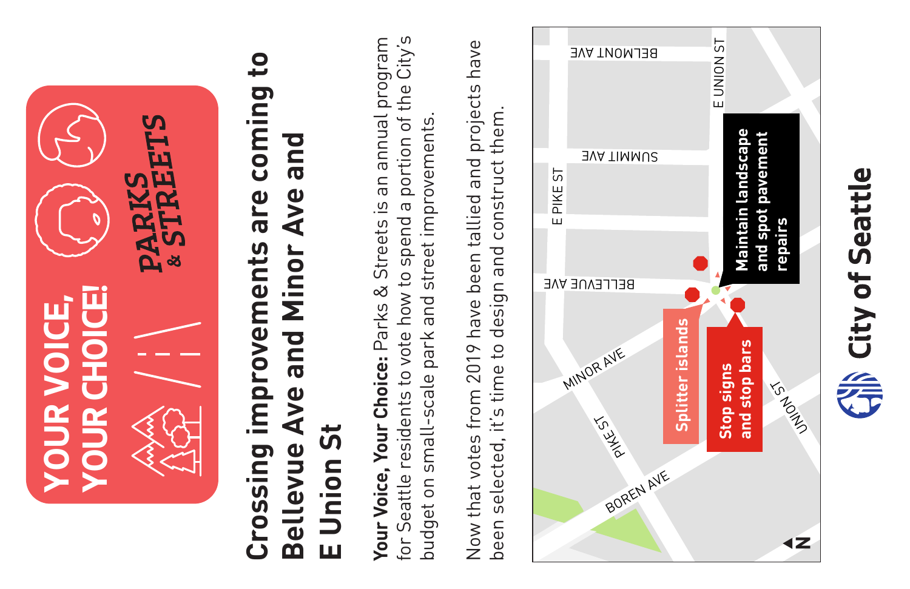**YOUR VOICE, YOUR CHOICE!**

**PARKS & STREETS**

# Crossing improvements are coming to Bellevue Ave and Minor Ave and E Union St

**Your Voice, Your Choice:** Parks & Streets is an annual program for Seattle residents to vote how to spend a portion of the City's budget on small-scale park and street improvements.

Now that votes from 2019 have been tallied and projects have been selected, it's time to design and construct them.

BELMONT AVE

SUMMIT AVE

E PIKE ST

BELLEVUE AVE

E UNION ST

MINOR AVE

PIKE ST

BOREN AVE

UNION ST

**Maintain landscape and spot pavement repairs**

**Splitter islands**

**Stop signs and stop bars**

N

**City of Seattle**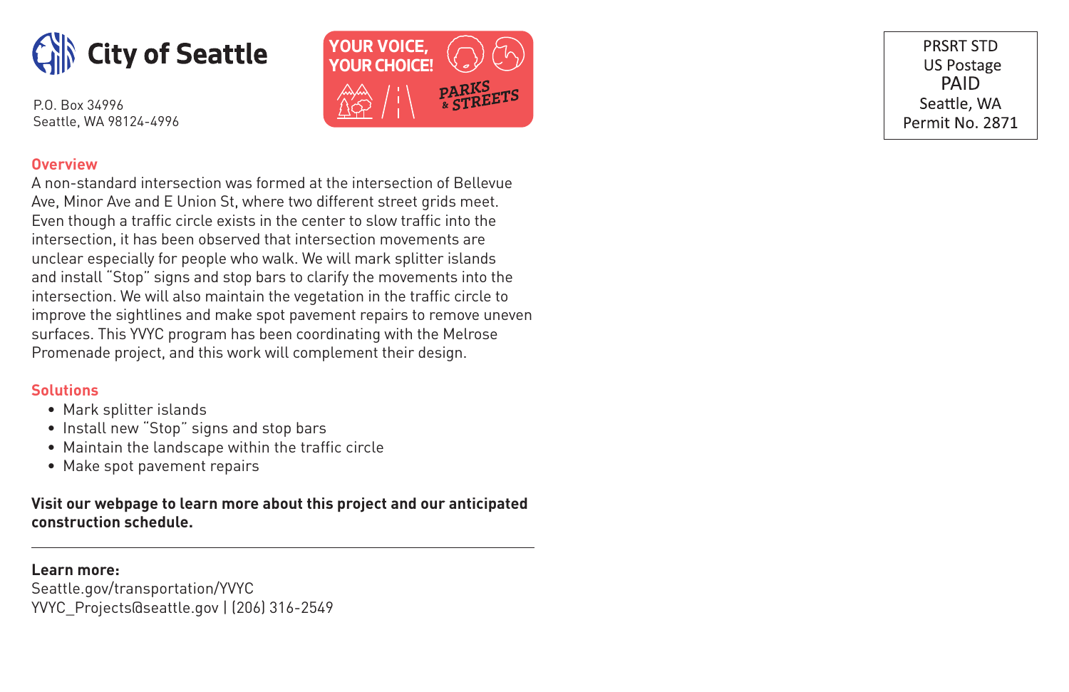City of Seattle

P.O. Box 34996
Seattle, WA 98124-4996

YOUR VOICE, YOUR CHOICE! PARKS & STREETS

PRSRT STD
US Postage
PAID
Seattle, WA
Permit No. 2871

## Overview

A non-standard intersection was formed at the intersection of Bellevue Ave, Minor Ave and E Union St, where two different street grids meet. Even though a traffic circle exists in the center to slow traffic into the intersection, it has been observed that intersection movements are unclear especially for people who walk. We will mark splitter islands and install "Stop" signs and stop bars to clarify the movements into the intersection. We will also maintain the vegetation in the traffic circle to improve the sightlines and make spot pavement repairs to remove uneven surfaces. This YVYC program has been coordinating with the Melrose Promenade project, and this work will complement their design.

## Solutions

- Mark splitter islands
- Install new "Stop" signs and stop bars
- Maintain the landscape within the traffic circle
- Make spot pavement repairs

**Visit our webpage to learn more about this project and our anticipated construction schedule.**

---

**Learn more:**
Seattle.gov/transportation/YVYC
YVYC_Projects@seattle.gov | (206) 316-2549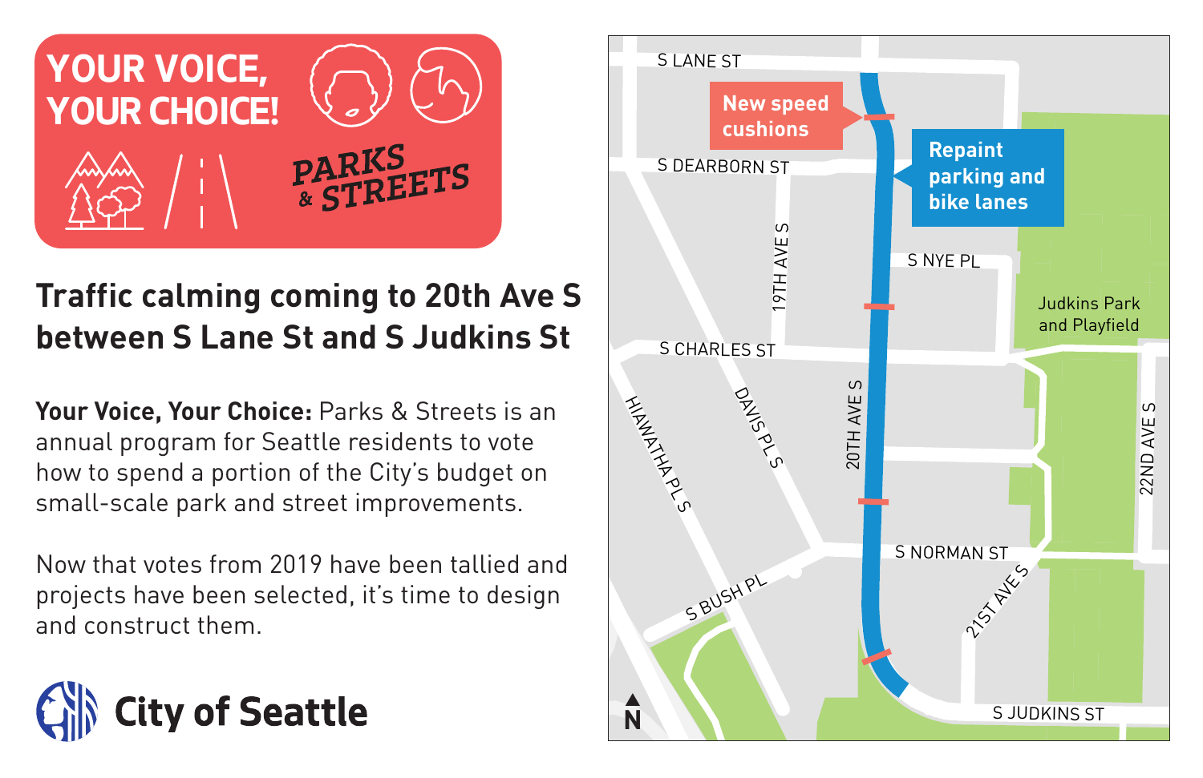**YOUR VOICE, YOUR CHOICE!**

**PARKS & STREETS**

## Traffic calming coming to 20th Ave S between S Lane St and S Judkins St

**Your Voice, Your Choice:** Parks & Streets is an annual program for Seattle residents to vote how to spend a portion of the City's budget on small-scale park and street improvements.

Now that votes from 2019 have been tallied and projects have been selected, it's time to design and construct them.

**City of Seattle**

S LANE ST

New speed cushions

Repaint parking and bike lanes

S DEARBORN ST

19TH AVE S

S NYE PL

Judkins Park and Playfield

S CHARLES ST

HIAWATHA PL S

DAVIS PL S

20TH AVE S

22ND AVE S

S NORMAN ST

21ST AVE S

S BUSH PL

S JUDKINS ST

N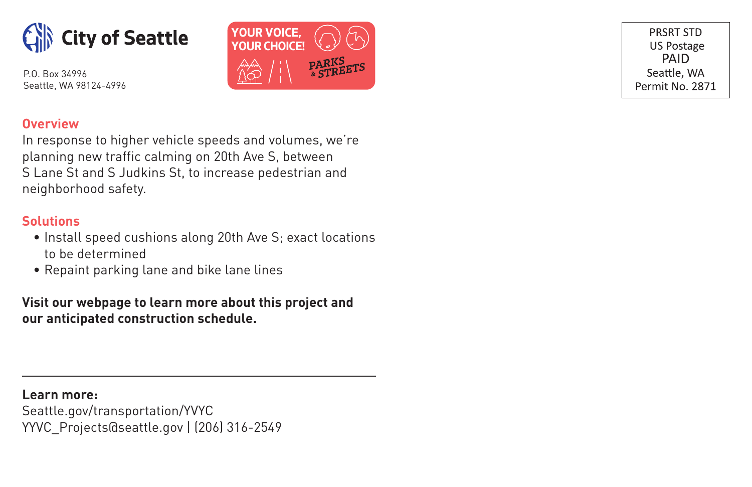City of Seattle

P.O. Box 34996
Seattle, WA 98124-4996

YOUR VOICE, YOUR CHOICE! PARKS & STREETS

PRSRT STD
US Postage
PAID
Seattle, WA
Permit No. 2871

## Overview

In response to higher vehicle speeds and volumes, we're planning new traffic calming on 20th Ave S, between S Lane St and S Judkins St, to increase pedestrian and neighborhood safety.

## Solutions

- Install speed cushions along 20th Ave S; exact locations to be determined
- Repaint parking lane and bike lane lines

**Visit our webpage to learn more about this project and our anticipated construction schedule.**

---

**Learn more:**
Seattle.gov/transportation/YVYC
YVYC_Projects@seattle.gov | (206) 316-2549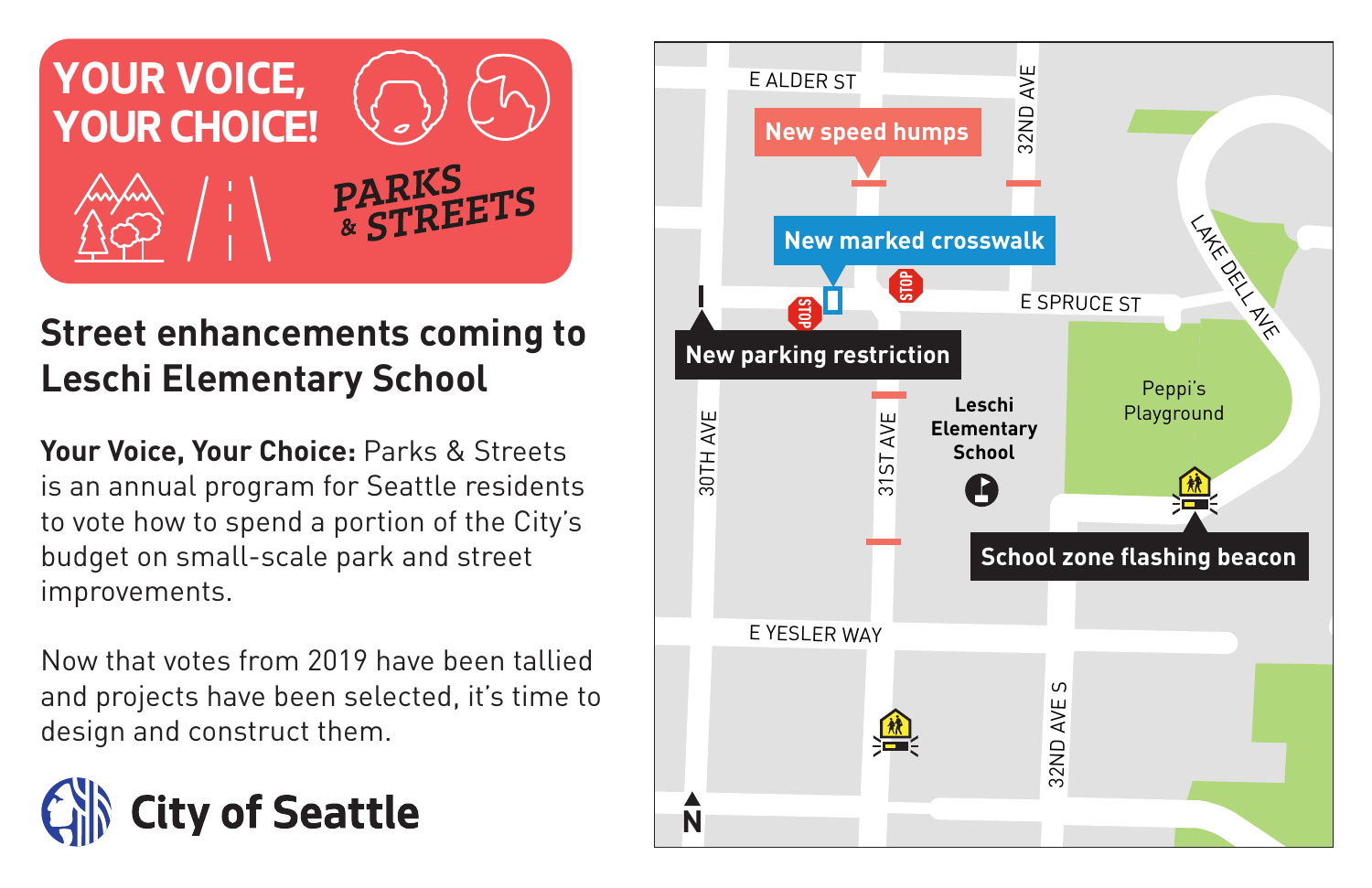**YOUR VOICE, YOUR CHOICE!**

**PARKS & STREETS**

## Street enhancements coming to Leschi Elementary School

**Your Voice, Your Choice:** Parks & Streets is an annual program for Seattle residents to vote how to spend a portion of the City's budget on small-scale park and street improvements.

Now that votes from 2019 have been tallied and projects have been selected, it's time to design and construct them.

**City of Seattle**

E ALDER ST

32ND AVE

New speed humps

New marked crosswalk

E SPRUCE ST

LAKE DELL AVE

New parking restriction

Peppi's Playground

Leschi Elementary School

30TH AVE

31ST AVE

School zone flashing beacon

E YESLER WAY

32ND AVE S

N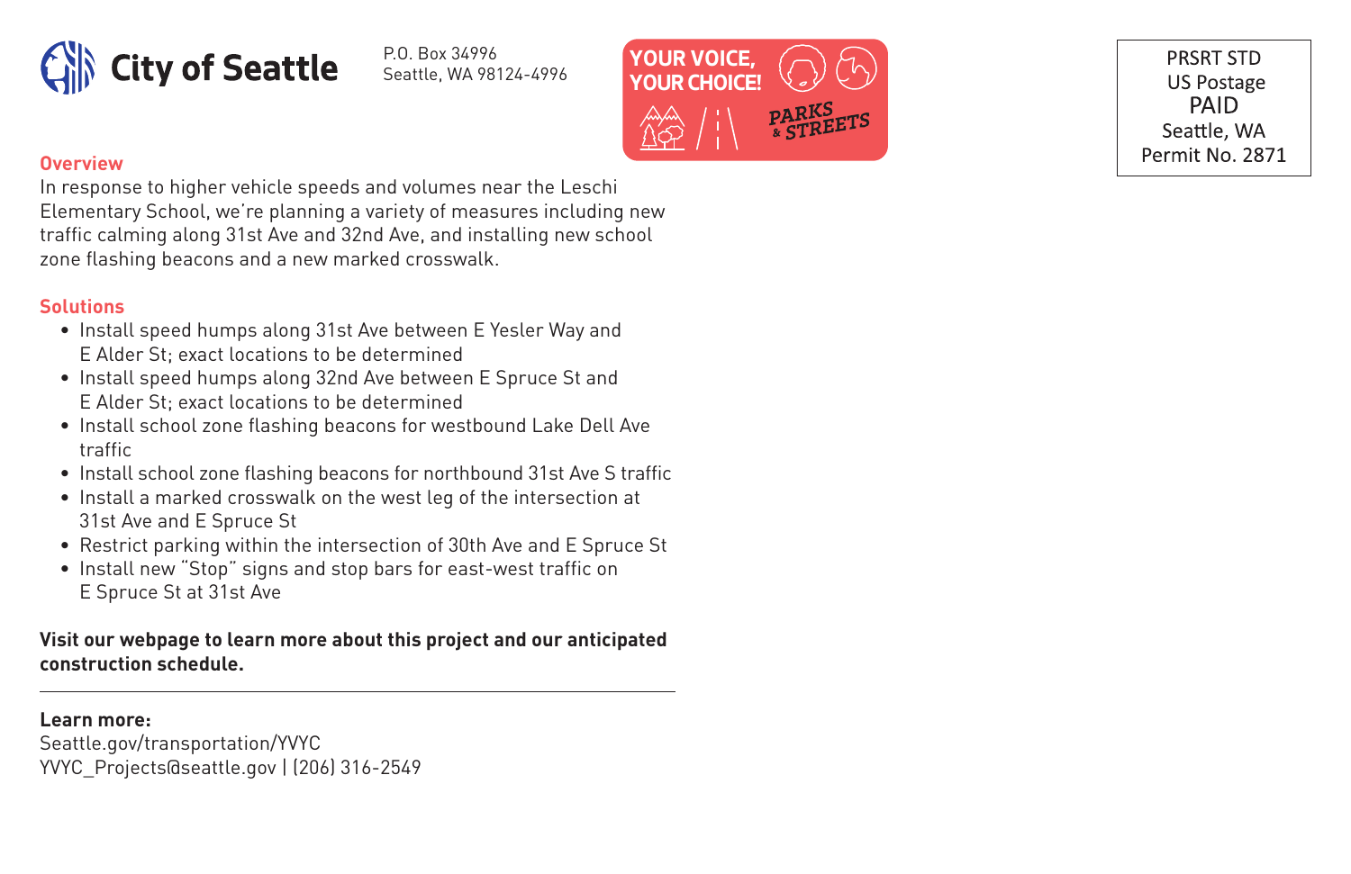**City of Seattle**

P.O. Box 34996
Seattle, WA 98124-4996

YOUR VOICE, YOUR CHOICE! PARKS & STREETS

PRSRT STD
US Postage
PAID
Seattle, WA
Permit No. 2871

## Overview

In response to higher vehicle speeds and volumes near the Leschi Elementary School, we're planning a variety of measures including new traffic calming along 31st Ave and 32nd Ave, and installing new school zone flashing beacons and a new marked crosswalk.

## Solutions

- Install speed humps along 31st Ave between E Yesler Way and E Alder St; exact locations to be determined
- Install speed humps along 32nd Ave between E Spruce St and E Alder St; exact locations to be determined
- Install school zone flashing beacons for westbound Lake Dell Ave traffic
- Install school zone flashing beacons for northbound 31st Ave S traffic
- Install a marked crosswalk on the west leg of the intersection at 31st Ave and E Spruce St
- Restrict parking within the intersection of 30th Ave and E Spruce St
- Install new "Stop" signs and stop bars for east-west traffic on E Spruce St at 31st Ave

**Visit our webpage to learn more about this project and our anticipated construction schedule.**

---

**Learn more:**
Seattle.gov/transportation/YVYC
YVYC_Projects@seattle.gov | (206) 316-2549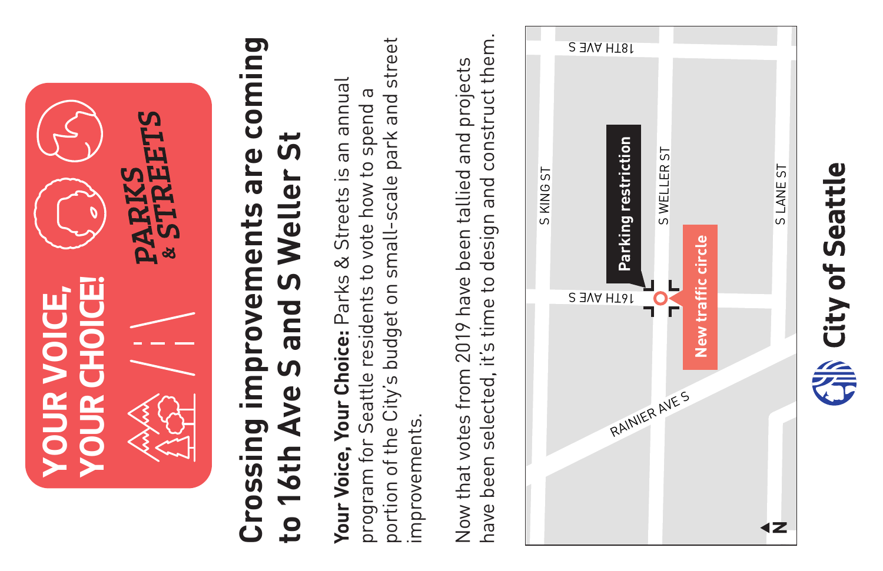YOUR VOICE, YOUR CHOICE!

PARKS & STREETS

# Crossing improvements are coming to 16th Ave S and S Weller St

**Your Voice, Your Choice:** Parks & Streets is an annual program for Seattle residents to vote how to spend a portion of the City's budget on small-scale park and street improvements.

Now that votes from 2019 have been tallied and projects have been selected, it's time to design and construct them.

18TH AVE S

S KING ST

Parking restriction

S WELLER ST

16TH AVE S

New traffic circle

S LANE ST

RAINIER AVE S

N

City of Seattle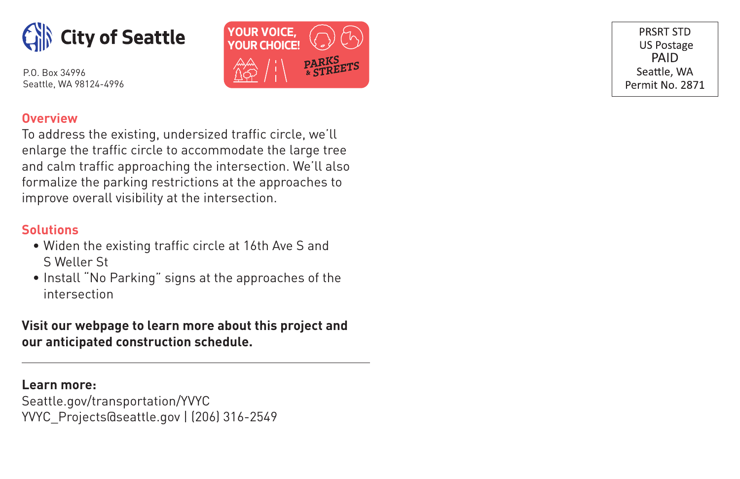City of Seattle

P.O. Box 34996
Seattle, WA 98124-4996

YOUR VOICE, YOUR CHOICE!

PARKS & STREETS

PRSRT STD
US Postage
PAID
Seattle, WA
Permit No. 2871

## Overview

To address the existing, undersized traffic circle, we'll enlarge the traffic circle to accommodate the large tree and calm traffic approaching the intersection. We'll also formalize the parking restrictions at the approaches to improve overall visibility at the intersection.

## Solutions

- Widen the existing traffic circle at 16th Ave S and S Weller St
- Install "No Parking" signs at the approaches of the intersection

**Visit our webpage to learn more about this project and our anticipated construction schedule.**

---

**Learn more:**

Seattle.gov/transportation/YVYC
YVYC_Projects@seattle.gov | (206) 316-2549